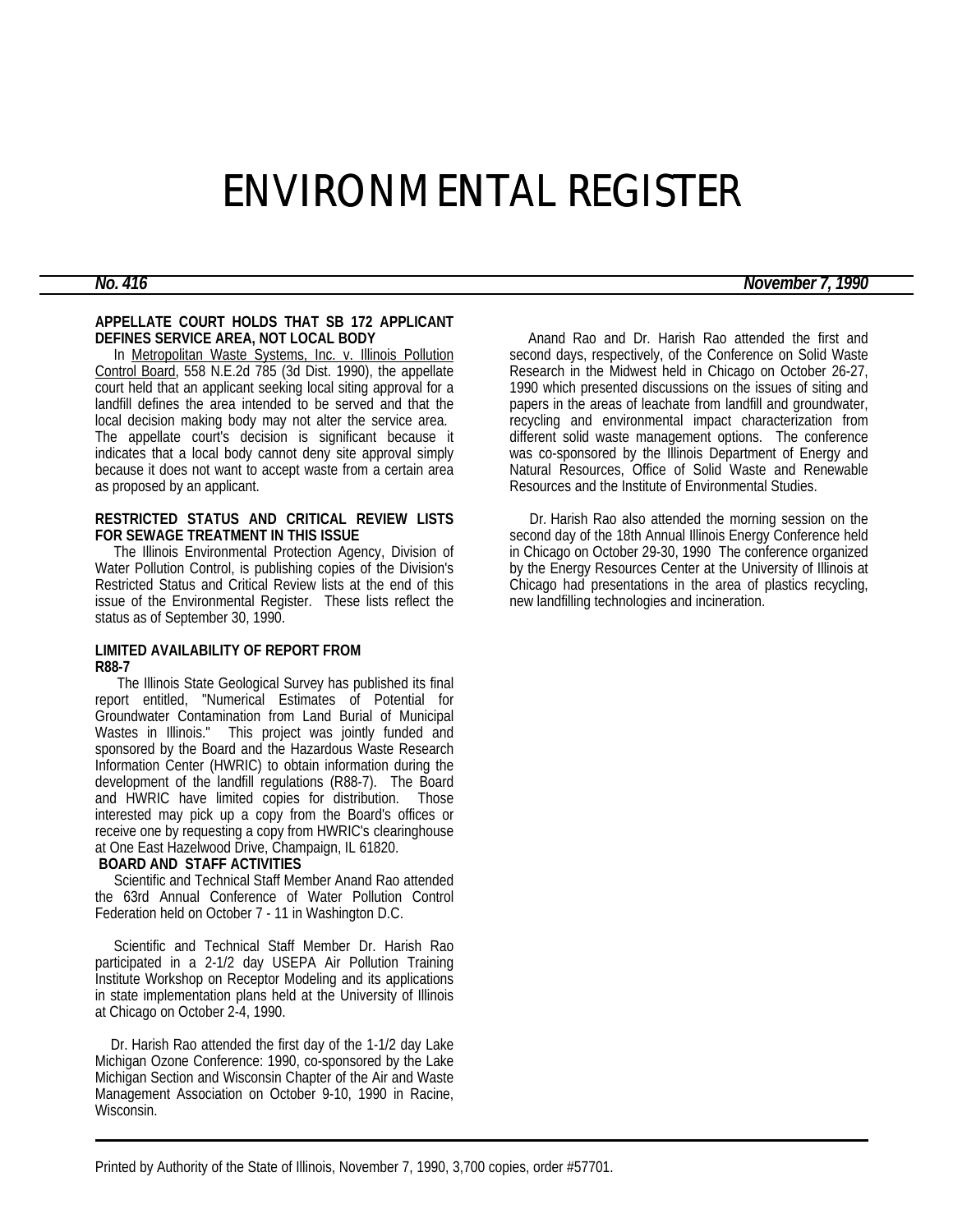# ENVIRONMENTAL REGISTER

***No. 416*** ***November 7, 1990***

**APPELLATE COURT HOLDS THAT SB 172 APPLICANT DEFINES SERVICE AREA, NOT LOCAL BODY**

In Metropolitan Waste Systems, Inc. v. Illinois Pollution Control Board, 558 N.E.2d 785 (3d Dist. 1990), the appellate court held that an applicant seeking local siting approval for a landfill defines the area intended to be served and that the local decision making body may not alter the service area. The appellate court's decision is significant because it indicates that a local body cannot deny site approval simply because it does not want to accept waste from a certain area as proposed by an applicant.

**RESTRICTED STATUS AND CRITICAL REVIEW LISTS FOR SEWAGE TREATMENT IN THIS ISSUE**

The Illinois Environmental Protection Agency, Division of Water Pollution Control, is publishing copies of the Division's Restricted Status and Critical Review lists at the end of this issue of the Environmental Register. These lists reflect the status as of September 30, 1990.

**LIMITED AVAILABILITY OF REPORT FROM R88-7**

The Illinois State Geological Survey has published its final report entitled, "Numerical Estimates of Potential for Groundwater Contamination from Land Burial of Municipal Wastes in Illinois." This project was jointly funded and sponsored by the Board and the Hazardous Waste Research Information Center (HWRIC) to obtain information during the development of the landfill regulations (R88-7). The Board and HWRIC have limited copies for distribution. Those interested may pick up a copy from the Board's offices or receive one by requesting a copy from HWRIC's clearinghouse at One East Hazelwood Drive, Champaign, IL 61820.

**BOARD AND STAFF ACTIVITIES**

Scientific and Technical Staff Member Anand Rao attended the 63rd Annual Conference of Water Pollution Control Federation held on October 7 - 11 in Washington D.C.

Scientific and Technical Staff Member Dr. Harish Rao participated in a 2-1/2 day USEPA Air Pollution Training Institute Workshop on Receptor Modeling and its applications in state implementation plans held at the University of Illinois at Chicago on October 2-4, 1990.

Dr. Harish Rao attended the first day of the 1-1/2 day Lake Michigan Ozone Conference: 1990, co-sponsored by the Lake Michigan Section and Wisconsin Chapter of the Air and Waste Management Association on October 9-10, 1990 in Racine, Wisconsin.

Anand Rao and Dr. Harish Rao attended the first and second days, respectively, of the Conference on Solid Waste Research in the Midwest held in Chicago on October 26-27, 1990 which presented discussions on the issues of siting and papers in the areas of leachate from landfill and groundwater, recycling and environmental impact characterization from different solid waste management options. The conference was co-sponsored by the Illinois Department of Energy and Natural Resources, Office of Solid Waste and Renewable Resources and the Institute of Environmental Studies.

Dr. Harish Rao also attended the morning session on the second day of the 18th Annual Illinois Energy Conference held in Chicago on October 29-30, 1990 The conference organized by the Energy Resources Center at the University of Illinois at Chicago had presentations in the area of plastics recycling, new landfilling technologies and incineration.

Printed by Authority of the State of Illinois, November 7, 1990, 3,700 copies, order #57701.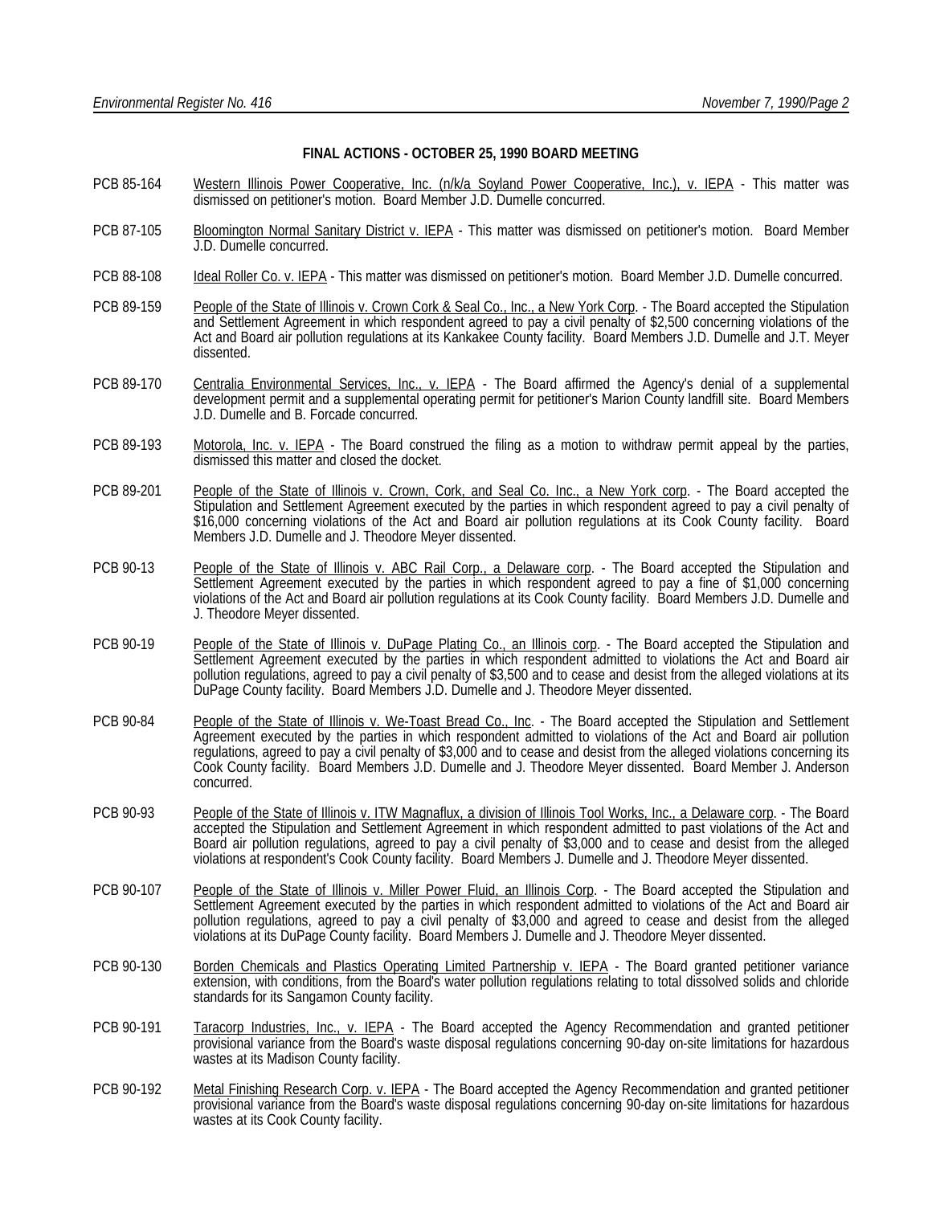### FINAL ACTIONS - OCTOBER 25, 1990 BOARD MEETING

PCB 85-164 Western Illinois Power Cooperative, Inc. (n/k/a Soyland Power Cooperative, Inc.), v. IEPA - This matter was dismissed on petitioner's motion. Board Member J.D. Dumelle concurred.

PCB 87-105 Bloomington Normal Sanitary District v. IEPA - This matter was dismissed on petitioner's motion. Board Member J.D. Dumelle concurred.

PCB 88-108 Ideal Roller Co. v. IEPA - This matter was dismissed on petitioner's motion. Board Member J.D. Dumelle concurred.

PCB 89-159 People of the State of Illinois v. Crown Cork & Seal Co., Inc., a New York Corp. - The Board accepted the Stipulation and Settlement Agreement in which respondent agreed to pay a civil penalty of $2,500 concerning violations of the Act and Board air pollution regulations at its Kankakee County facility. Board Members J.D. Dumelle and J.T. Meyer dissented.

PCB 89-170 Centralia Environmental Services, Inc., v. IEPA - The Board affirmed the Agency's denial of a supplemental development permit and a supplemental operating permit for petitioner's Marion County landfill site. Board Members J.D. Dumelle and B. Forcade concurred.

PCB 89-193 Motorola, Inc. v. IEPA - The Board construed the filing as a motion to withdraw permit appeal by the parties, dismissed this matter and closed the docket.

PCB 89-201 People of the State of Illinois v. Crown, Cork, and Seal Co. Inc., a New York corp. - The Board accepted the Stipulation and Settlement Agreement executed by the parties in which respondent agreed to pay a civil penalty of $16,000 concerning violations of the Act and Board air pollution regulations at its Cook County facility. Board Members J.D. Dumelle and J. Theodore Meyer dissented.

PCB 90-13 People of the State of Illinois v. ABC Rail Corp., a Delaware corp. - The Board accepted the Stipulation and Settlement Agreement executed by the parties in which respondent agreed to pay a fine of $1,000 concerning violations of the Act and Board air pollution regulations at its Cook County facility. Board Members J.D. Dumelle and J. Theodore Meyer dissented.

PCB 90-19 People of the State of Illinois v. DuPage Plating Co., an Illinois corp. - The Board accepted the Stipulation and Settlement Agreement executed by the parties in which respondent admitted to violations the Act and Board air pollution regulations, agreed to pay a civil penalty of $3,500 and to cease and desist from the alleged violations at its DuPage County facility. Board Members J.D. Dumelle and J. Theodore Meyer dissented.

PCB 90-84 People of the State of Illinois v. We-Toast Bread Co., Inc. - The Board accepted the Stipulation and Settlement Agreement executed by the parties in which respondent admitted to violations of the Act and Board air pollution regulations, agreed to pay a civil penalty of $3,000 and to cease and desist from the alleged violations concerning its Cook County facility. Board Members J.D. Dumelle and J. Theodore Meyer dissented. Board Member J. Anderson concurred.

PCB 90-93 People of the State of Illinois v. ITW Magnaflux, a division of Illinois Tool Works, Inc., a Delaware corp. - The Board accepted the Stipulation and Settlement Agreement in which respondent admitted to past violations of the Act and Board air pollution regulations, agreed to pay a civil penalty of $3,000 and to cease and desist from the alleged violations at respondent's Cook County facility. Board Members J. Dumelle and J. Theodore Meyer dissented.

PCB 90-107 People of the State of Illinois v. Miller Power Fluid, an Illinois Corp. - The Board accepted the Stipulation and Settlement Agreement executed by the parties in which respondent admitted to violations of the Act and Board air pollution regulations, agreed to pay a civil penalty of $3,000 and agreed to cease and desist from the alleged violations at its DuPage County facility. Board Members J. Dumelle and J. Theodore Meyer dissented.

PCB 90-130 Borden Chemicals and Plastics Operating Limited Partnership v. IEPA - The Board granted petitioner variance extension, with conditions, from the Board's water pollution regulations relating to total dissolved solids and chloride standards for its Sangamon County facility.

PCB 90-191 Taracorp Industries, Inc., v. IEPA - The Board accepted the Agency Recommendation and granted petitioner provisional variance from the Board's waste disposal regulations concerning 90-day on-site limitations for hazardous wastes at its Madison County facility.

PCB 90-192 Metal Finishing Research Corp. v. IEPA - The Board accepted the Agency Recommendation and granted petitioner provisional variance from the Board's waste disposal regulations concerning 90-day on-site limitations for hazardous wastes at its Cook County facility.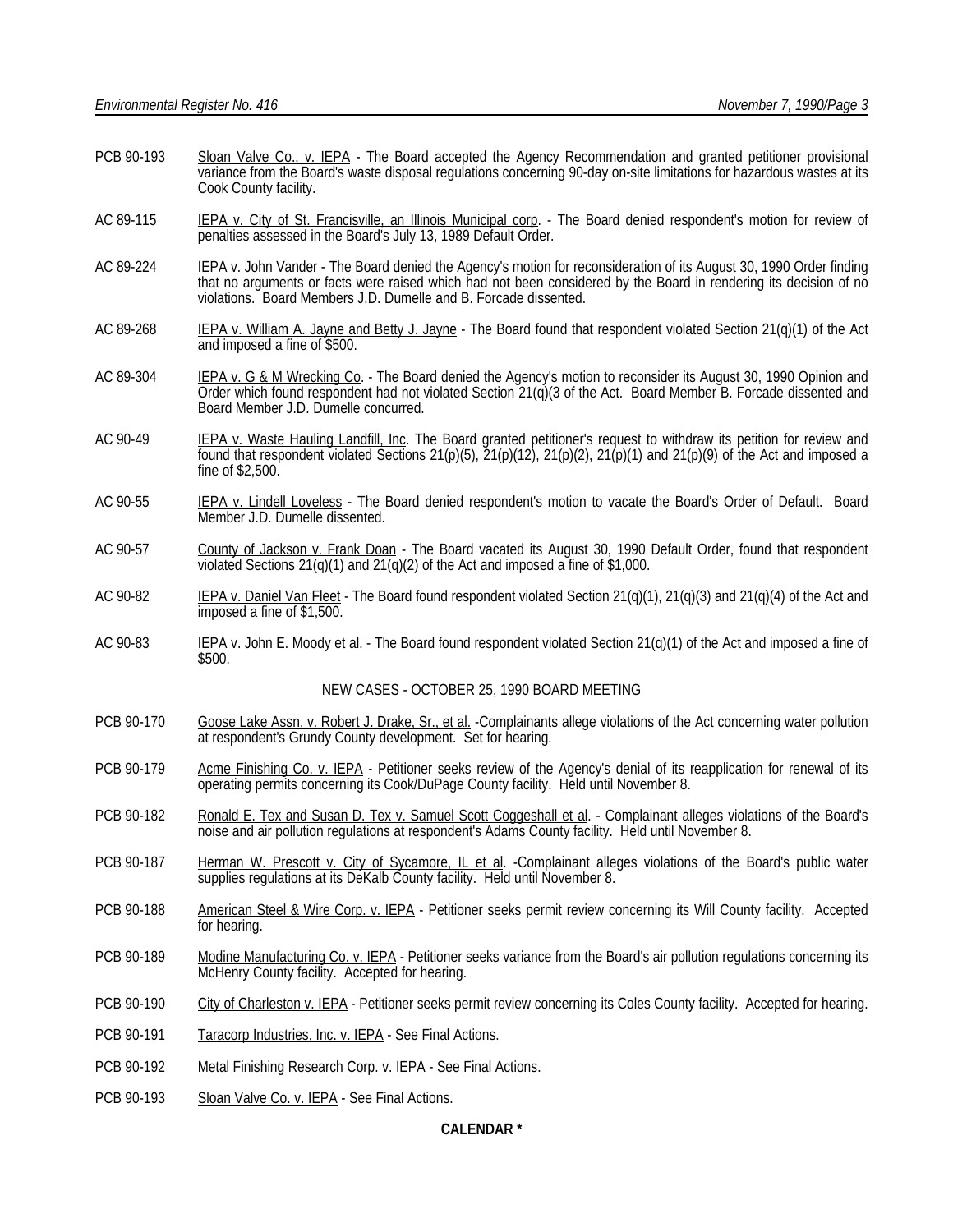PCB 90-193 Sloan Valve Co., v. IEPA - The Board accepted the Agency Recommendation and granted petitioner provisional variance from the Board's waste disposal regulations concerning 90-day on-site limitations for hazardous wastes at its Cook County facility.

AC 89-115 IEPA v. City of St. Francisville, an Illinois Municipal corp. - The Board denied respondent's motion for review of penalties assessed in the Board's July 13, 1989 Default Order.

AC 89-224 IEPA v. John Vander - The Board denied the Agency's motion for reconsideration of its August 30, 1990 Order finding that no arguments or facts were raised which had not been considered by the Board in rendering its decision of no violations. Board Members J.D. Dumelle and B. Forcade dissented.

AC 89-268 IEPA v. William A. Jayne and Betty J. Jayne - The Board found that respondent violated Section 21(q)(1) of the Act and imposed a fine of $500.

AC 89-304 IEPA v. G & M Wrecking Co. - The Board denied the Agency's motion to reconsider its August 30, 1990 Opinion and Order which found respondent had not violated Section 21(q)(3 of the Act. Board Member B. Forcade dissented and Board Member J.D. Dumelle concurred.

AC 90-49 IEPA v. Waste Hauling Landfill, Inc. The Board granted petitioner's request to withdraw its petition for review and found that respondent violated Sections 21(p)(5), 21(p)(12), 21(p)(2), 21(p)(1) and 21(p)(9) of the Act and imposed a fine of $2,500.

AC 90-55 IEPA v. Lindell Loveless - The Board denied respondent's motion to vacate the Board's Order of Default. Board Member J.D. Dumelle dissented.

AC 90-57 County of Jackson v. Frank Doan - The Board vacated its August 30, 1990 Default Order, found that respondent violated Sections 21(q)(1) and 21(q)(2) of the Act and imposed a fine of $1,000.

AC 90-82 IEPA v. Daniel Van Fleet - The Board found respondent violated Section 21(q)(1), 21(q)(3) and 21(q)(4) of the Act and imposed a fine of $1,500.

AC 90-83 IEPA v. John E. Moody et al. - The Board found respondent violated Section 21(q)(1) of the Act and imposed a fine of $500.

NEW CASES - OCTOBER 25, 1990 BOARD MEETING

PCB 90-170 Goose Lake Assn. v. Robert J. Drake, Sr., et al. -Complainants allege violations of the Act concerning water pollution at respondent's Grundy County development. Set for hearing.

PCB 90-179 Acme Finishing Co. v. IEPA - Petitioner seeks review of the Agency's denial of its reapplication for renewal of its operating permits concerning its Cook/DuPage County facility. Held until November 8.

PCB 90-182 Ronald E. Tex and Susan D. Tex v. Samuel Scott Coggeshall et al. - Complainant alleges violations of the Board's noise and air pollution regulations at respondent's Adams County facility. Held until November 8.

PCB 90-187 Herman W. Prescott v. City of Sycamore, IL et al. -Complainant alleges violations of the Board's public water supplies regulations at its DeKalb County facility. Held until November 8.

PCB 90-188 American Steel & Wire Corp. v. IEPA - Petitioner seeks permit review concerning its Will County facility. Accepted for hearing.

PCB 90-189 Modine Manufacturing Co. v. IEPA - Petitioner seeks variance from the Board's air pollution regulations concerning its McHenry County facility. Accepted for hearing.

PCB 90-190 City of Charleston v. IEPA - Petitioner seeks permit review concerning its Coles County facility. Accepted for hearing.

PCB 90-191 Taracorp Industries, Inc. v. IEPA - See Final Actions.

PCB 90-192 Metal Finishing Research Corp. v. IEPA - See Final Actions.

PCB 90-193 Sloan Valve Co. v. IEPA - See Final Actions.

**CALENDAR ***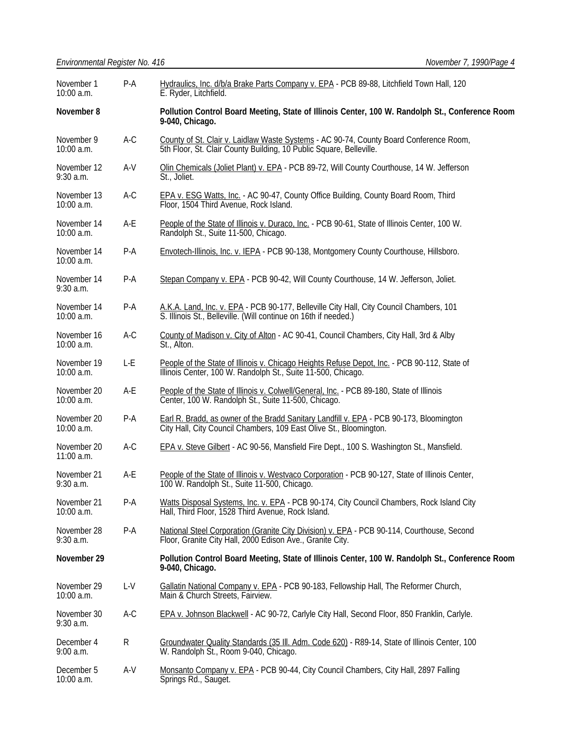| | | |
|---|---|---|
| November 1<br>10:00 a.m. | P-A | Hydraulics, Inc. d/b/a Brake Parts Company v. EPA - PCB 89-88, Litchfield Town Hall, 120 E. Ryder, Litchfield. |
| **November 8** | | **Pollution Control Board Meeting, State of Illinois Center, 100 W. Randolph St., Conference Room 9-040, Chicago.** |
| November 9<br>10:00 a.m. | A-C | County of St. Clair v. Laidlaw Waste Systems - AC 90-74, County Board Conference Room, 5th Floor, St. Clair County Building, 10 Public Square, Belleville. |
| November 12<br>9:30 a.m. | A-V | Olin Chemicals (Joliet Plant) v. EPA - PCB 89-72, Will County Courthouse, 14 W. Jefferson St., Joliet. |
| November 13<br>10:00 a.m. | A-C | EPA v. ESG Watts, Inc. - AC 90-47, County Office Building, County Board Room, Third Floor, 1504 Third Avenue, Rock Island. |
| November 14<br>10:00 a.m. | A-E | People of the State of Illinois v. Duraco, Inc. - PCB 90-61, State of Illinois Center, 100 W. Randolph St., Suite 11-500, Chicago. |
| November 14<br>10:00 a.m. | P-A | Envotech-Illinois, Inc. v. IEPA - PCB 90-138, Montgomery County Courthouse, Hillsboro. |
| November 14<br>9:30 a.m. | P-A | Stepan Company v. EPA - PCB 90-42, Will County Courthouse, 14 W. Jefferson, Joliet. |
| November 14<br>10:00 a.m. | P-A | A.K.A. Land, Inc. v. EPA - PCB 90-177, Belleville City Hall, City Council Chambers, 101 S. Illinois St., Belleville. (Will continue on 16th if needed.) |
| November 16<br>10:00 a.m. | A-C | County of Madison v. City of Alton - AC 90-41, Council Chambers, City Hall, 3rd & Alby St., Alton. |
| November 19<br>10:00 a.m. | L-E | People of the State of Illinois v. Chicago Heights Refuse Depot, Inc. - PCB 90-112, State of Illinois Center, 100 W. Randolph St., Suite 11-500, Chicago. |
| November 20<br>10:00 a.m. | A-E | People of the State of Illinois v. Colwell/General, Inc. - PCB 89-180, State of Illinois Center, 100 W. Randolph St., Suite 11-500, Chicago. |
| November 20<br>10:00 a.m. | P-A | Earl R. Bradd, as owner of the Bradd Sanitary Landfill v. EPA - PCB 90-173, Bloomington City Hall, City Council Chambers, 109 East Olive St., Bloomington. |
| November 20<br>11:00 a.m. | A-C | EPA v. Steve Gilbert - AC 90-56, Mansfield Fire Dept., 100 S. Washington St., Mansfield. |
| November 21<br>9:30 a.m. | A-E | People of the State of Illinois v. Westvaco Corporation - PCB 90-127, State of Illinois Center, 100 W. Randolph St., Suite 11-500, Chicago. |
| November 21<br>10:00 a.m. | P-A | Watts Disposal Systems, Inc. v. EPA - PCB 90-174, City Council Chambers, Rock Island City Hall, Third Floor, 1528 Third Avenue, Rock Island. |
| November 28<br>9:30 a.m. | P-A | National Steel Corporation (Granite City Division) v. EPA - PCB 90-114, Courthouse, Second Floor, Granite City Hall, 2000 Edison Ave., Granite City. |
| **November 29** | | **Pollution Control Board Meeting, State of Illinois Center, 100 W. Randolph St., Conference Room 9-040, Chicago.** |
| November 29<br>10:00 a.m. | L-V | Gallatin National Company v. EPA - PCB 90-183, Fellowship Hall, The Reformer Church, Main & Church Streets, Fairview. |
| November 30<br>9:30 a.m. | A-C | EPA v. Johnson Blackwell - AC 90-72, Carlyle City Hall, Second Floor, 850 Franklin, Carlyle. |
| December 4<br>9:00 a.m. | R | Groundwater Quality Standards (35 Ill. Adm. Code 620) - R89-14, State of Illinois Center, 100 W. Randolph St., Room 9-040, Chicago. |
| December 5<br>10:00 a.m. | A-V | Monsanto Company v. EPA - PCB 90-44, City Council Chambers, City Hall, 2897 Falling Springs Rd., Sauget. |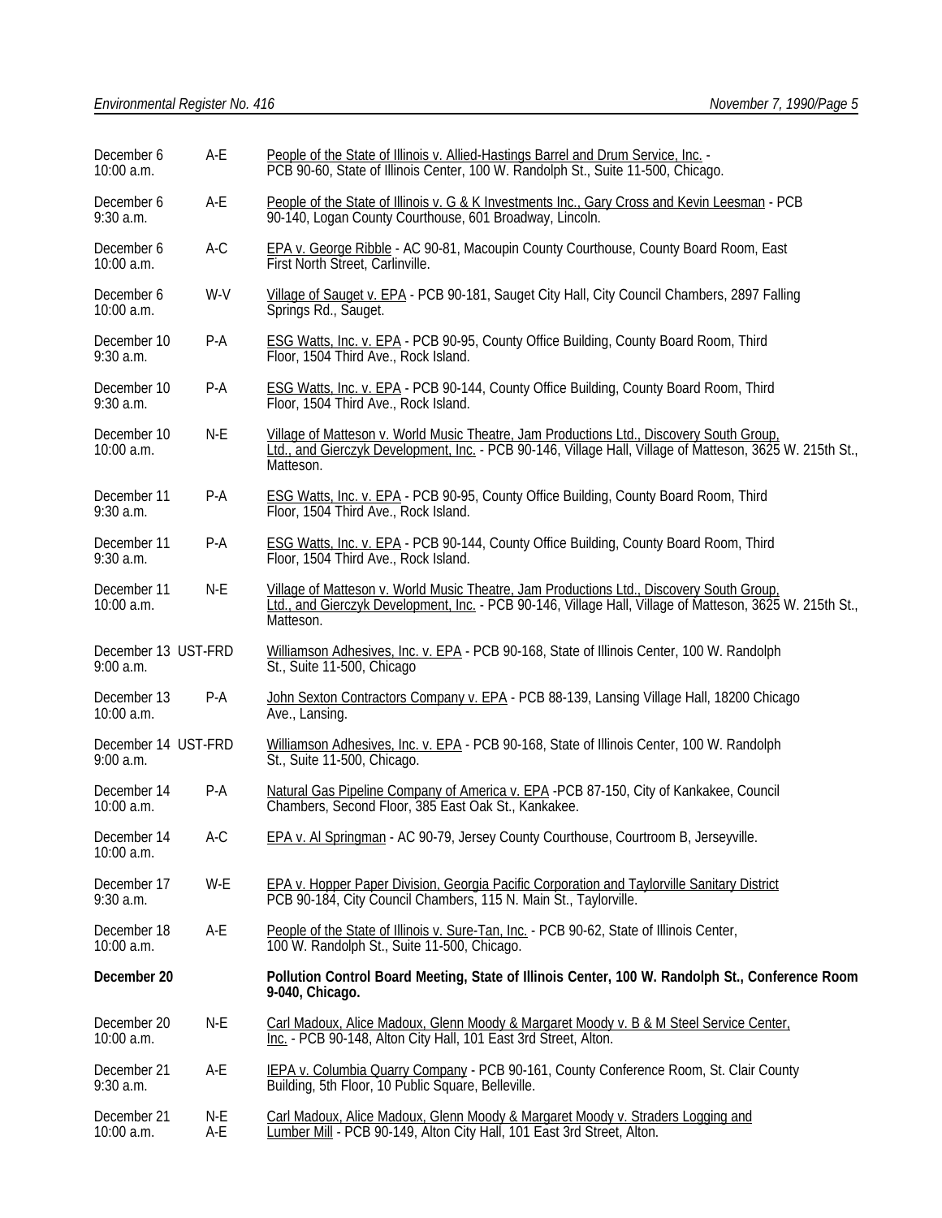| Date/Time | Type | Case |
|---|---|---|
| December 6<br>10:00 a.m. | A-E | People of the State of Illinois v. Allied-Hastings Barrel and Drum Service, Inc. - PCB 90-60, State of Illinois Center, 100 W. Randolph St., Suite 11-500, Chicago. |
| December 6<br>9:30 a.m. | A-E | People of the State of Illinois v. G & K Investments Inc., Gary Cross and Kevin Leesman - PCB 90-140, Logan County Courthouse, 601 Broadway, Lincoln. |
| December 6<br>10:00 a.m. | A-C | EPA v. George Ribble - AC 90-81, Macoupin County Courthouse, County Board Room, East First North Street, Carlinville. |
| December 6<br>10:00 a.m. | W-V | Village of Sauget v. EPA - PCB 90-181, Sauget City Hall, City Council Chambers, 2897 Falling Springs Rd., Sauget. |
| December 10<br>9:30 a.m. | P-A | ESG Watts, Inc. v. EPA - PCB 90-95, County Office Building, County Board Room, Third Floor, 1504 Third Ave., Rock Island. |
| December 10<br>9:30 a.m. | P-A | ESG Watts, Inc. v. EPA - PCB 90-144, County Office Building, County Board Room, Third Floor, 1504 Third Ave., Rock Island. |
| December 10<br>10:00 a.m. | N-E | Village of Matteson v. World Music Theatre, Jam Productions Ltd., Discovery South Group, Ltd., and Gierczyk Development, Inc. - PCB 90-146, Village Hall, Village of Matteson, 3625 W. 215th St., Matteson. |
| December 11<br>9:30 a.m. | P-A | ESG Watts, Inc. v. EPA - PCB 90-95, County Office Building, County Board Room, Third Floor, 1504 Third Ave., Rock Island. |
| December 11<br>9:30 a.m. | P-A | ESG Watts, Inc. v. EPA - PCB 90-144, County Office Building, County Board Room, Third Floor, 1504 Third Ave., Rock Island. |
| December 11<br>10:00 a.m. | N-E | Village of Matteson v. World Music Theatre, Jam Productions Ltd., Discovery South Group, Ltd., and Gierczyk Development, Inc. - PCB 90-146, Village Hall, Village of Matteson, 3625 W. 215th St., Matteson. |
| December 13<br>9:00 a.m. | UST-FRD | Williamson Adhesives, Inc. v. EPA - PCB 90-168, State of Illinois Center, 100 W. Randolph St., Suite 11-500, Chicago |
| December 13<br>10:00 a.m. | P-A | John Sexton Contractors Company v. EPA - PCB 88-139, Lansing Village Hall, 18200 Chicago Ave., Lansing. |
| December 14<br>9:00 a.m. | UST-FRD | Williamson Adhesives, Inc. v. EPA - PCB 90-168, State of Illinois Center, 100 W. Randolph St., Suite 11-500, Chicago. |
| December 14<br>10:00 a.m. | P-A | Natural Gas Pipeline Company of America v. EPA -PCB 87-150, City of Kankakee, Council Chambers, Second Floor, 385 East Oak St., Kankakee. |
| December 14<br>10:00 a.m. | A-C | EPA v. Al Springman - AC 90-79, Jersey County Courthouse, Courtroom B, Jerseyville. |
| December 17<br>9:30 a.m. | W-E | EPA v. Hopper Paper Division, Georgia Pacific Corporation and Taylorville Sanitary District PCB 90-184, City Council Chambers, 115 N. Main St., Taylorville. |
| December 18<br>10:00 a.m. | A-E | People of the State of Illinois v. Sure-Tan, Inc. - PCB 90-62, State of Illinois Center, 100 W. Randolph St., Suite 11-500, Chicago. |
| **December 20** | | **Pollution Control Board Meeting, State of Illinois Center, 100 W. Randolph St., Conference Room 9-040, Chicago.** |
| December 20<br>10:00 a.m. | N-E | Carl Madoux, Alice Madoux, Glenn Moody & Margaret Moody v. B & M Steel Service Center, Inc. - PCB 90-148, Alton City Hall, 101 East 3rd Street, Alton. |
| December 21<br>9:30 a.m. | A-E | IEPA v. Columbia Quarry Company - PCB 90-161, County Conference Room, St. Clair County Building, 5th Floor, 10 Public Square, Belleville. |
| December 21<br>10:00 a.m. | N-E<br>A-E | Carl Madoux, Alice Madoux, Glenn Moody & Margaret Moody v. Straders Logging and Lumber Mill - PCB 90-149, Alton City Hall, 101 East 3rd Street, Alton. |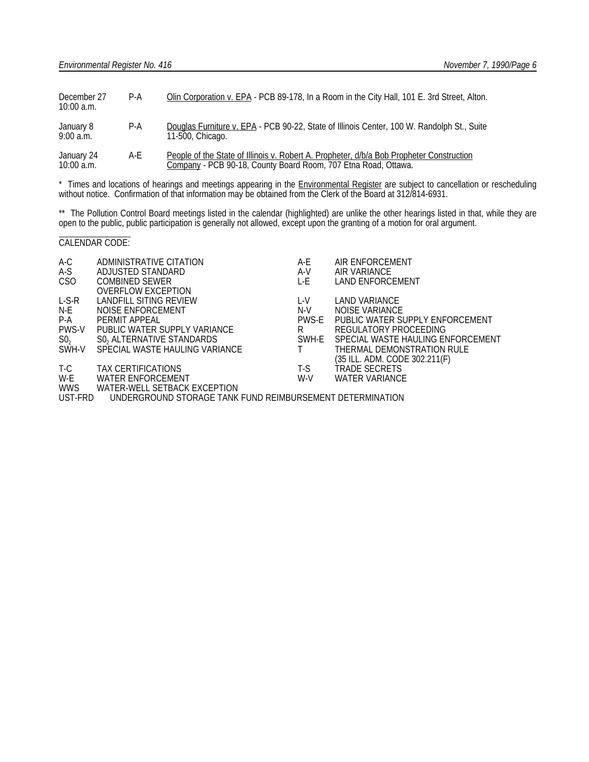| | | |
|---|---|---|
| December 27<br>10:00 a.m. | P-A | Olin Corporation v. EPA - PCB 89-178, In a Room in the City Hall, 101 E. 3rd Street, Alton. |
| January 8<br>9:00 a.m. | P-A | Douglas Furniture v. EPA - PCB 90-22, State of Illinois Center, 100 W. Randolph St., Suite 11-500, Chicago. |
| January 24<br>10:00 a.m. | A-E | People of the State of Illinois v. Robert A. Propheter, d/b/a Bob Propheter Construction Company - PCB 90-18, County Board Room, 707 Etna Road, Ottawa. |

\* Times and locations of hearings and meetings appearing in the Environmental Register are subject to cancellation or rescheduling without notice. Confirmation of that information may be obtained from the Clerk of the Board at 312/814-6931.

\*\* The Pollution Control Board meetings listed in the calendar (highlighted) are unlike the other hearings listed in that, while they are open to the public, public participation is generally not allowed, except upon the granting of a motion for oral argument.

CALENDAR CODE:

| | | | |
|---|---|---|---|
| A-C | ADMINISTRATIVE CITATION | A-E | AIR ENFORCEMENT |
| A-S | ADJUSTED STANDARD | A-V | AIR VARIANCE |
| CSO | COMBINED SEWER OVERFLOW EXCEPTION | L-E | LAND ENFORCEMENT |
| L-S-R | LANDFILL SITING REVIEW | L-V | LAND VARIANCE |
| N-E | NOISE ENFORCEMENT | N-V | NOISE VARIANCE |
| P-A | PERMIT APPEAL | PWS-E | PUBLIC WATER SUPPLY ENFORCEMENT |
| PWS-V | PUBLIC WATER SUPPLY VARIANCE | R | REGULATORY PROCEEDING |
| $S0_2$ | $S0_2$ ALTERNATIVE STANDARDS | SWH-E | SPECIAL WASTE HAULING ENFORCEMENT |
| SWH-V | SPECIAL WASTE HAULING VARIANCE | T | THERMAL DEMONSTRATION RULE (35 ILL. ADM. CODE 302.211(F) |
| T-C | TAX CERTIFICATIONS | T-S | TRADE SECRETS |
| W-E | WATER ENFORCEMENT | W-V | WATER VARIANCE |
| WWS | WATER-WELL SETBACK EXCEPTION | | |
| UST-FRD | UNDERGROUND STORAGE TANK FUND REIMBURSEMENT DETERMINATION | | |